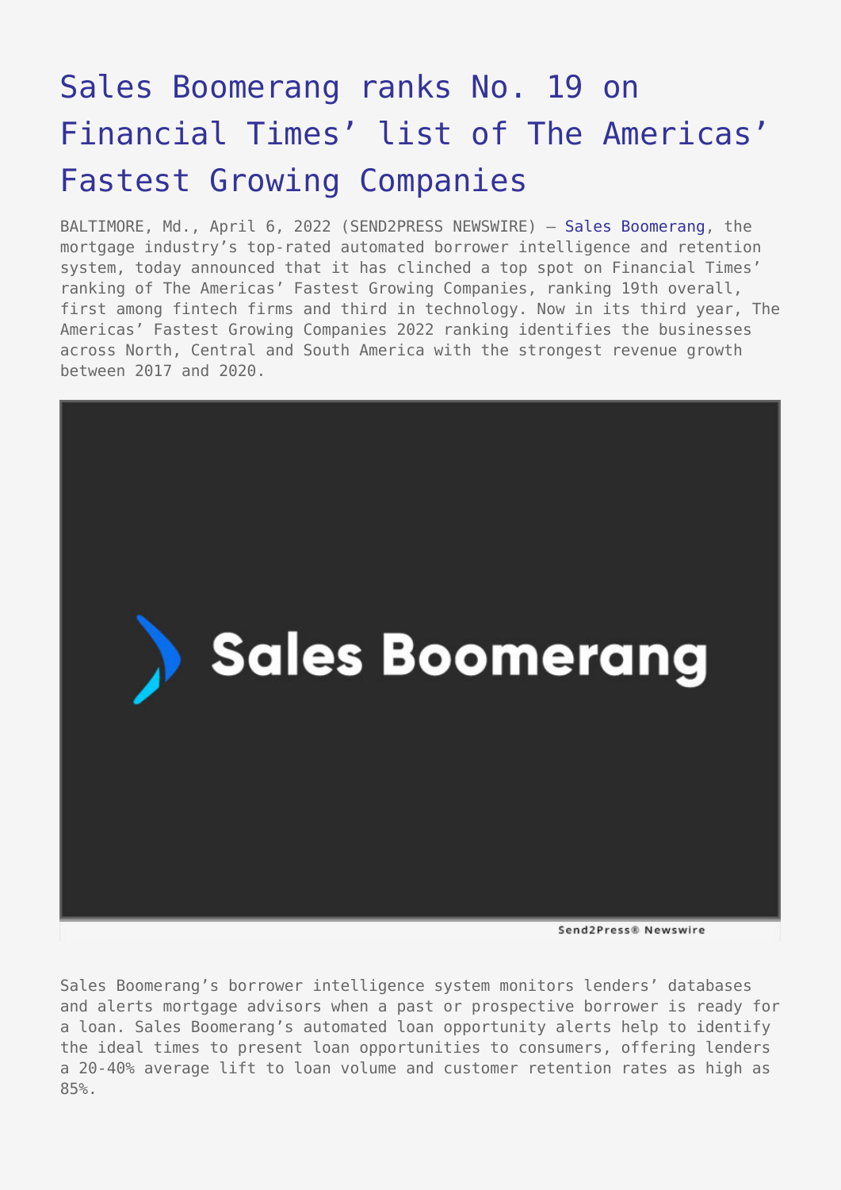# Sales Boomerang ranks No. 19 on Financial Times' list of The Americas' Fastest Growing Companies

BALTIMORE, Md., April 6, 2022 (SEND2PRESS NEWSWIRE) — Sales Boomerang, the mortgage industry's top-rated automated borrower intelligence and retention system, today announced that it has clinched a top spot on Financial Times' ranking of The Americas' Fastest Growing Companies, ranking 19th overall, first among fintech firms and third in technology. Now in its third year, The Americas' Fastest Growing Companies 2022 ranking identifies the businesses across North, Central and South America with the strongest revenue growth between 2017 and 2020.

Sales Boomerang's borrower intelligence system monitors lenders' databases and alerts mortgage advisors when a past or prospective borrower is ready for a loan. Sales Boomerang's automated loan opportunity alerts help to identify the ideal times to present loan opportunities to consumers, offering lenders a 20-40% average lift to loan volume and customer retention rates as high as 85%.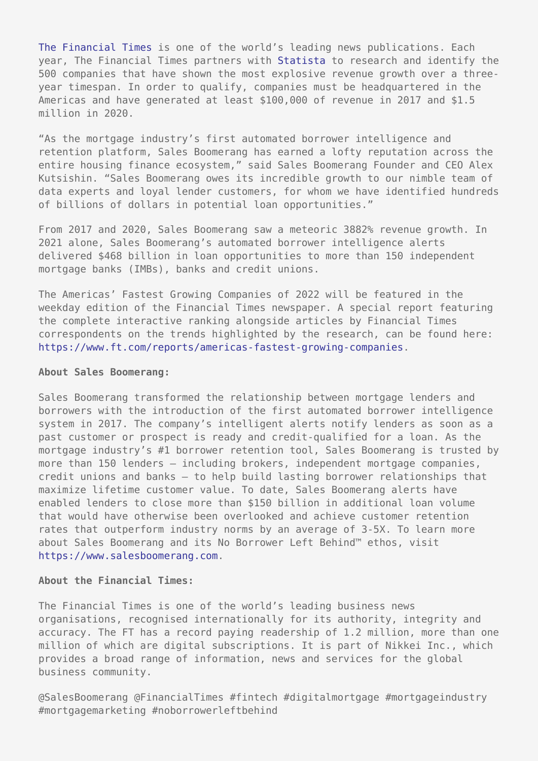The Financial Times is one of the world's leading news publications. Each year, The Financial Times partners with Statista to research and identify the 500 companies that have shown the most explosive revenue growth over a three-year timespan. In order to qualify, companies must be headquartered in the Americas and have generated at least $100,000 of revenue in 2017 and $1.5 million in 2020.

"As the mortgage industry's first automated borrower intelligence and retention platform, Sales Boomerang has earned a lofty reputation across the entire housing finance ecosystem," said Sales Boomerang Founder and CEO Alex Kutsishin. "Sales Boomerang owes its incredible growth to our nimble team of data experts and loyal lender customers, for whom we have identified hundreds of billions of dollars in potential loan opportunities."

From 2017 and 2020, Sales Boomerang saw a meteoric 3882% revenue growth. In 2021 alone, Sales Boomerang's automated borrower intelligence alerts delivered $468 billion in loan opportunities to more than 150 independent mortgage banks (IMBs), banks and credit unions.

The Americas' Fastest Growing Companies of 2022 will be featured in the weekday edition of the Financial Times newspaper. A special report featuring the complete interactive ranking alongside articles by Financial Times correspondents on the trends highlighted by the research, can be found here: https://www.ft.com/reports/americas-fastest-growing-companies.

**About Sales Boomerang:**

Sales Boomerang transformed the relationship between mortgage lenders and borrowers with the introduction of the first automated borrower intelligence system in 2017. The company's intelligent alerts notify lenders as soon as a past customer or prospect is ready and credit-qualified for a loan. As the mortgage industry's #1 borrower retention tool, Sales Boomerang is trusted by more than 150 lenders – including brokers, independent mortgage companies, credit unions and banks – to help build lasting borrower relationships that maximize lifetime customer value. To date, Sales Boomerang alerts have enabled lenders to close more than $150 billion in additional loan volume that would have otherwise been overlooked and achieve customer retention rates that outperform industry norms by an average of 3-5X. To learn more about Sales Boomerang and its No Borrower Left Behind™ ethos, visit https://www.salesboomerang.com.

**About the Financial Times:**

The Financial Times is one of the world's leading business news organisations, recognised internationally for its authority, integrity and accuracy. The FT has a record paying readership of 1.2 million, more than one million of which are digital subscriptions. It is part of Nikkei Inc., which provides a broad range of information, news and services for the global business community.

@SalesBoomerang @FinancialTimes #fintech #digitalmortgage #mortgageindustry #mortgagemarketing #noborrowerleftbehind